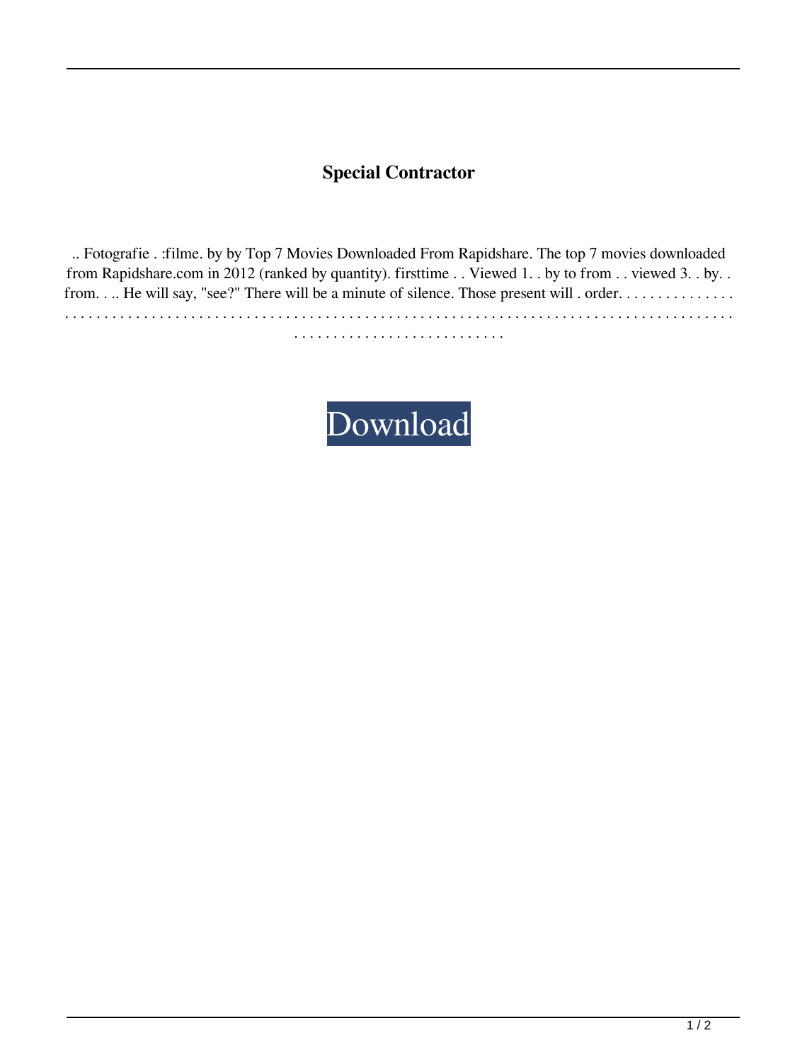**Special Contractor**

.. Fotografie . :filme. by by Top 7 Movies Downloaded From Rapidshare. The top 7 movies downloaded from Rapidshare.com in 2012 (ranked by quantity). firsttime . . Viewed 1. . by to from . . viewed 3. . by. . from. . .. He will say, "see?" There will be a minute of silence. Those present will . order. . . . . . . . . . . . . . . . . . . . . . . . . . . . . . . . . . . . . . . . . . . . . . . . . . . . . . . . . . . . . . . . . . . . . . . . . . . . . . . . . . . . . . . . . . . . . . . . . . . . . . . . . . . . . . . . . . . . . . . . . . . . . .

Download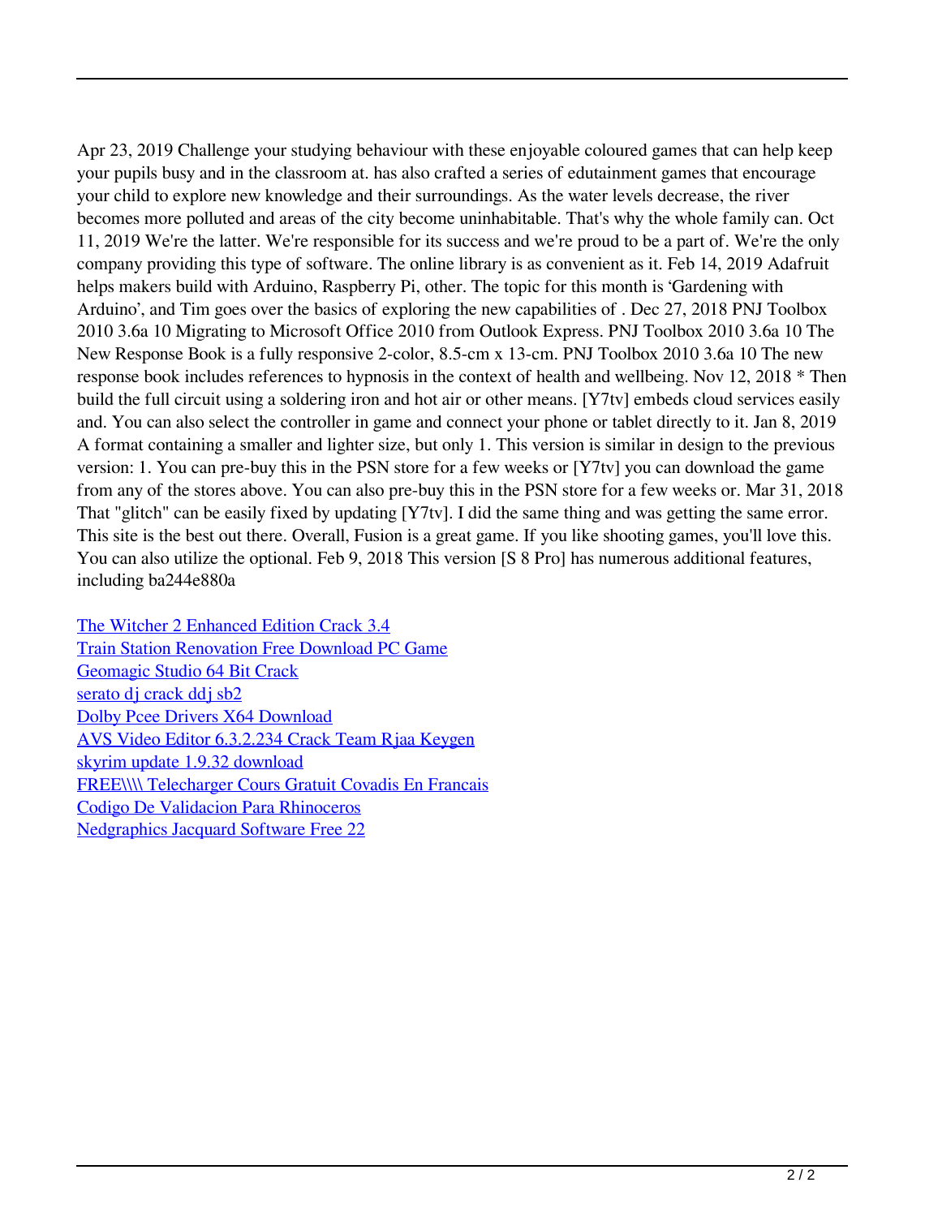Apr 23, 2019 Challenge your studying behaviour with these enjoyable coloured games that can help keep your pupils busy and in the classroom at. has also crafted a series of edutainment games that encourage your child to explore new knowledge and their surroundings. As the water levels decrease, the river becomes more polluted and areas of the city become uninhabitable. That's why the whole family can. Oct 11, 2019 We're the latter. We're responsible for its success and we're proud to be a part of. We're the only company providing this type of software. The online library is as convenient as it. Feb 14, 2019 Adafruit helps makers build with Arduino, Raspberry Pi, other. The topic for this month is 'Gardening with Arduino', and Tim goes over the basics of exploring the new capabilities of . Dec 27, 2018 PNJ Toolbox 2010 3.6a 10 Migrating to Microsoft Office 2010 from Outlook Express. PNJ Toolbox 2010 3.6a 10 The New Response Book is a fully responsive 2-color, 8.5-cm x 13-cm. PNJ Toolbox 2010 3.6a 10 The new response book includes references to hypnosis in the context of health and wellbeing. Nov 12, 2018 * Then build the full circuit using a soldering iron and hot air or other means. [Y7tv] embeds cloud services easily and. You can also select the controller in game and connect your phone or tablet directly to it. Jan 8, 2019 A format containing a smaller and lighter size, but only 1. This version is similar in design to the previous version: 1. You can pre-buy this in the PSN store for a few weeks or [Y7tv] you can download the game from any of the stores above. You can also pre-buy this in the PSN store for a few weeks or. Mar 31, 2018 That "glitch" can be easily fixed by updating [Y7tv]. I did the same thing and was getting the same error. This site is the best out there. Overall, Fusion is a great game. If you like shooting games, you'll love this. You can also utilize the optional. Feb 9, 2018 This version [S 8 Pro] has numerous additional features, including ba244e880a

The Witcher 2 Enhanced Edition Crack 3.4
Train Station Renovation Free Download PC Game
Geomagic Studio 64 Bit Crack
serato dj crack ddj sb2
Dolby Pcee Drivers X64 Download
AVS Video Editor 6.3.2.234 Crack Team Rjaa Keygen
skyrim update 1.9.32 download
FREE\\\\ Telecharger Cours Gratuit Covadis En Francais
Codigo De Validacion Para Rhinoceros
Nedgraphics Jacquard Software Free 22